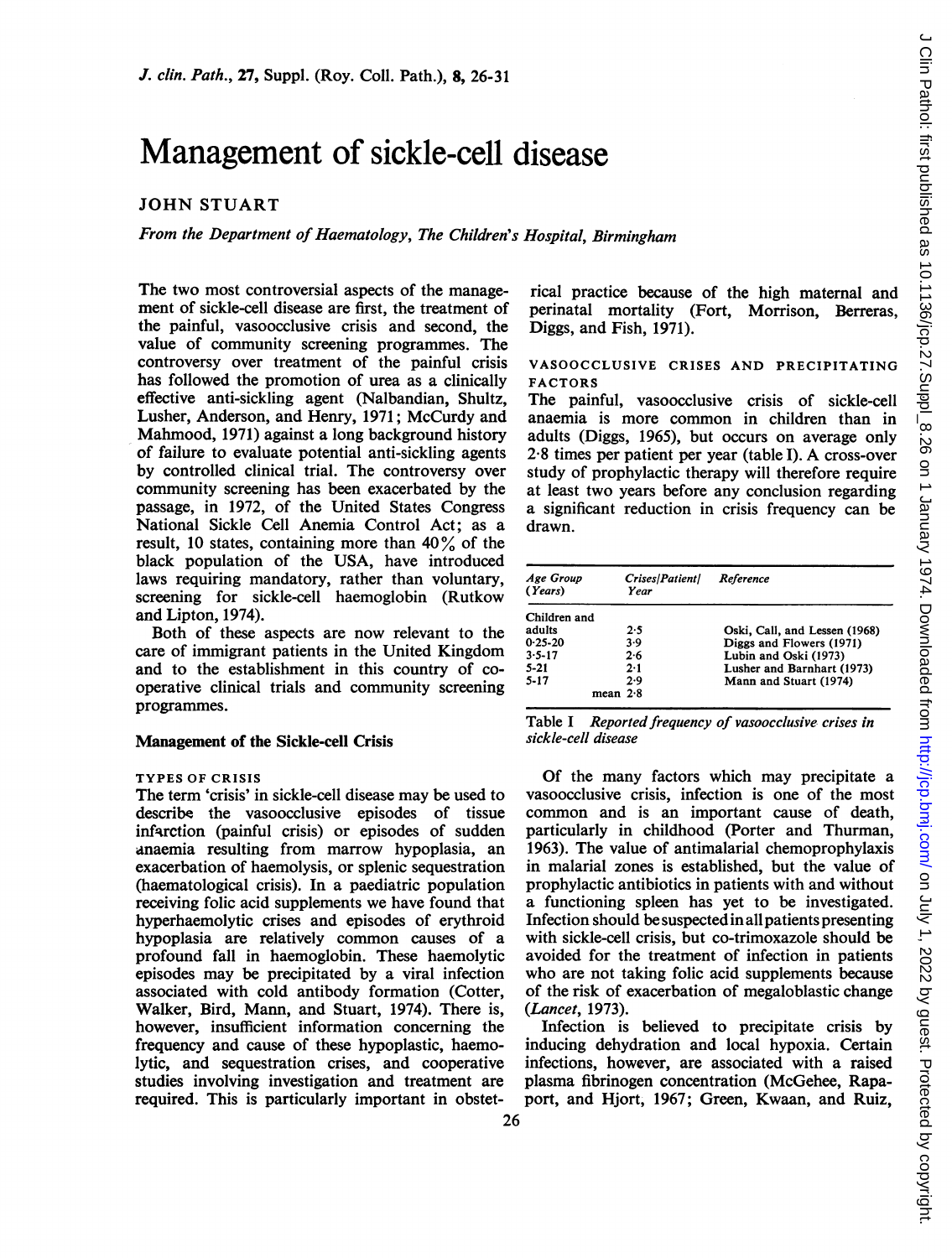# Management of sickle-cell disease

JOHN STUART

*From the Department of Haematology, The Children's Hospital, Birmingham*

The two most controversial aspects of the management of sickle-cell disease are first, the treatment of the painful, vasoocclusive crisis and second, the value of community screening programmes. The controversy over treatment of the painful crisis has followed the promotion of urea as a clinically effective anti-sickling agent (Nalbandian, Shultz, Lusher, Anderson, and Henry, 1971; McCurdy and Mahmood, 1971) against a long background history of failure to evaluate potential anti-sickling agents by controlled clinical trial. The controversy over community screening has been exacerbated by the passage, in 1972, of the United States Congress National Sickle Cell Anemia Control Act; as a result, 10 states, containing more than 40% of the black population of the USA, have introduced laws requiring mandatory, rather than voluntary, screening for sickle-cell haemoglobin (Rutkow and Lipton, 1974).

Both of these aspects are now relevant to the care of immigrant patients in the United Kingdom and to the establishment in this country of co-operative clinical trials and community screening programmes.

## Management of the Sickle-cell Crisis

### TYPES OF CRISIS

The term 'crisis' in sickle-cell disease may be used to describe the vasoocclusive episodes of tissue infarction (painful crisis) or episodes of sudden anaemia resulting from marrow hypoplasia, an exacerbation of haemolysis, or splenic sequestration (haematological crisis). In a paediatric population receiving folic acid supplements we have found that hyperhaemolytic crises and episodes of erythroid hypoplasia are relatively common causes of a profound fall in haemoglobin. These haemolytic episodes may be precipitated by a viral infection associated with cold antibody formation (Cotter, Walker, Bird, Mann, and Stuart, 1974). There is, however, insufficient information concerning the frequency and cause of these hypoplastic, haemolytic, and sequestration crises, and cooperative studies involving investigation and treatment are required. This is particularly important in obstetrical practice because of the high maternal and perinatal mortality (Fort, Morrison, Berreras, Diggs, and Fish, 1971).

### VASOOCCLUSIVE CRISES AND PRECIPITATING FACTORS

The painful, vasoocclusive crisis of sickle-cell anaemia is more common in children than in adults (Diggs, 1965), but occurs on average only 2·8 times per patient per year (table I). A cross-over study of prophylactic therapy will therefore require at least two years before any conclusion regarding a significant reduction in crisis frequency can be drawn.

| *Age Group (Years)* | *Crises/Patient/ Year* | *Reference* |
|---|---|---|
| Children and adults | 2·5 | Oski, Call, and Lessen (1968) |
| 0·25-20 | 3·9 | Diggs and Flowers (1971) |
| 3·5-17 | 2·6 | Lubin and Oski (1973) |
| 5-21 | 2·1 | Lusher and Barnhart (1973) |
| 5-17 | 2·9 | Mann and Stuart (1974) |
| | mean 2·8 | |

Table I *Reported frequency of vasoocclusive crises in sickle-cell disease*

Of the many factors which may precipitate a vasoocclusive crisis, infection is one of the most common and is an important cause of death, particularly in childhood (Porter and Thurman, 1963). The value of antimalarial chemoprophylaxis in malarial zones is established, but the value of prophylactic antibiotics in patients with and without a functioning spleen has yet to be investigated. Infection should be suspected in all patients presenting with sickle-cell crisis, but co-trimoxazole should be avoided for the treatment of infection in patients who are not taking folic acid supplements because of the risk of exacerbation of megaloblastic change (*Lancet*, 1973).

Infection is believed to precipitate crisis by inducing dehydration and local hypoxia. Certain infections, however, are associated with a raised plasma fibrinogen concentration (McGehee, Rapaport, and Hjort, 1967; Green, Kwaan, and Ruiz,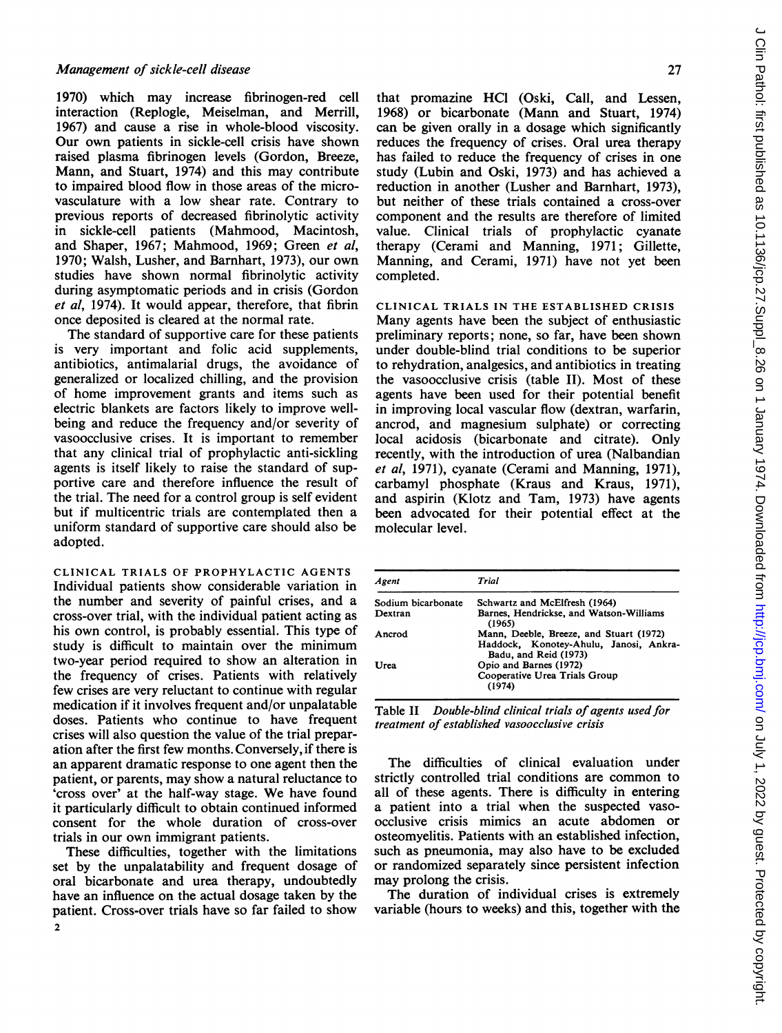1970) which may increase fibrinogen-red cell interaction (Replogle, Meiselman, and Merrill, 1967) and cause a rise in whole-blood viscosity. Our own patients in sickle-cell crisis have shown raised plasma fibrinogen levels (Gordon, Breeze, Mann, and Stuart, 1974) and this may contribute to impaired blood flow in those areas of the microvasculature with a low shear rate. Contrary to previous reports of decreased fibrinolytic activity in sickle-cell patients (Mahmood, Macintosh, and Shaper, 1967; Mahmood, 1969; Green *et al*, 1970; Walsh, Lusher, and Barnhart, 1973), our own studies have shown normal fibrinolytic activity during asymptomatic periods and in crisis (Gordon *et al*, 1974). It would appear, therefore, that fibrin once deposited is cleared at the normal rate.

The standard of supportive care for these patients is very important and folic acid supplements, antibiotics, antimalarial drugs, the avoidance of generalized or localized chilling, and the provision of home improvement grants and items such as electric blankets are factors likely to improve well-being and reduce the frequency and/or severity of vasoocclusive crises. It is important to remember that any clinical trial of prophylactic anti-sickling agents is itself likely to raise the standard of supportive care and therefore influence the result of the trial. The need for a control group is self evident but if multicentric trials are contemplated then a uniform standard of supportive care should also be adopted.

## CLINICAL TRIALS OF PROPHYLACTIC AGENTS

Individual patients show considerable variation in the number and severity of painful crises, and a cross-over trial, with the individual patient acting as his own control, is probably essential. This type of study is difficult to maintain over the minimum two-year period required to show an alteration in the frequency of crises. Patients with relatively few crises are very reluctant to continue with regular medication if it involves frequent and/or unpalatable doses. Patients who continue to have frequent crises will also question the value of the trial preparation after the first few months. Conversely, if there is an apparent dramatic response to one agent then the patient, or parents, may show a natural reluctance to 'cross over' at the half-way stage. We have found it particularly difficult to obtain continued informed consent for the whole duration of cross-over trials in our own immigrant patients.

These difficulties, together with the limitations set by the unpalatability and frequent dosage of oral bicarbonate and urea therapy, undoubtedly have an influence on the actual dosage taken by the patient. Cross-over trials have so far failed to show that promazine HCl (Oski, Call, and Lessen, 1968) or bicarbonate (Mann and Stuart, 1974) can be given orally in a dosage which significantly reduces the frequency of crises. Oral urea therapy has failed to reduce the frequency of crises in one study (Lubin and Oski, 1973) and has achieved a reduction in another (Lusher and Barnhart, 1973), but neither of these trials contained a cross-over component and the results are therefore of limited value. Clinical trials of prophylactic cyanate therapy (Cerami and Manning, 1971; Gillette, Manning, and Cerami, 1971) have not yet been completed.

## CLINICAL TRIALS IN THE ESTABLISHED CRISIS

Many agents have been the subject of enthusiastic preliminary reports; none, so far, have been shown under double-blind trial conditions to be superior to rehydration, analgesics, and antibiotics in treating the vasoocclusive crisis (table II). Most of these agents have been used for their potential benefit in improving local vascular flow (dextran, warfarin, ancrod, and magnesium sulphate) or correcting local acidosis (bicarbonate and citrate). Only recently, with the introduction of urea (Nalbandian *et al*, 1971), cyanate (Cerami and Manning, 1971), carbamyl phosphate (Kraus and Kraus, 1971), and aspirin (Klotz and Tam, 1973) have agents been advocated for their potential effect at the molecular level.

| *Agent* | *Trial* |
|---|---|
| Sodium bicarbonate | Schwartz and McElfresh (1964) |
| Dextran | Barnes, Hendrickse, and Watson-Williams (1965) |
| Ancrod | Mann, Deeble, Breeze, and Stuart (1972) |
| | Haddock, Konotey-Ahulu, Janosi, Ankra-Badu, and Reid (1973) |
| Urea | Opio and Barnes (1972) |
| | Cooperative Urea Trials Group (1974) |

Table II *Double-blind clinical trials of agents used for treatment of established vasoocclusive crisis*

The difficulties of clinical evaluation under strictly controlled trial conditions are common to all of these agents. There is difficulty in entering a patient into a trial when the suspected vasoocclusive crisis mimics an acute abdomen or osteomyelitis. Patients with an established infection, such as pneumonia, may also have to be excluded or randomized separately since persistent infection may prolong the crisis.

The duration of individual crises is extremely variable (hours to weeks) and this, together with the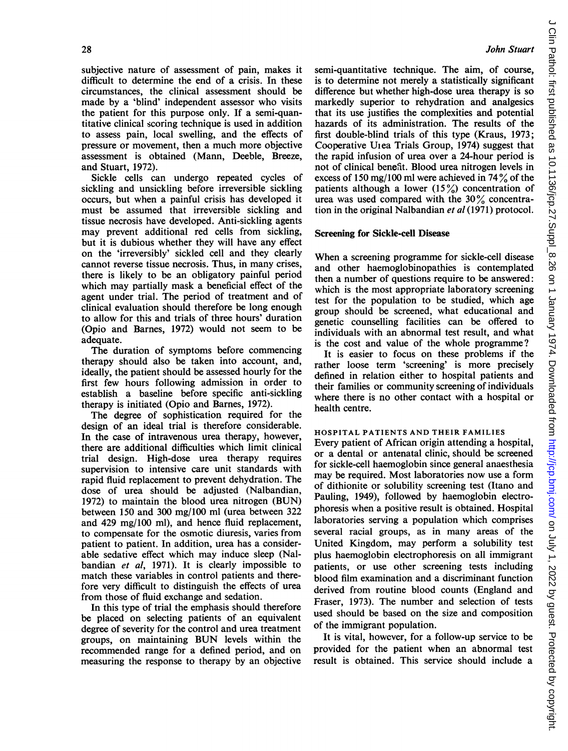subjective nature of assessment of pain, makes it difficult to determine the end of a crisis. In these circumstances, the clinical assessment should be made by a 'blind' independent assessor who visits the patient for this purpose only. If a semi-quantitative clinical scoring technique is used in addition to assess pain, local swelling, and the effects of pressure or movement, then a much more objective assessment is obtained (Mann, Deeble, Breeze, and Stuart, 1972).

Sickle cells can undergo repeated cycles of sickling and unsickling before irreversible sickling occurs, but when a painful crisis has developed it must be assumed that irreversible sickling and tissue necrosis have developed. Anti-sickling agents may prevent additional red cells from sickling, but it is dubious whether they will have any effect on the 'irreversibly' sickled cell and they clearly cannot reverse tissue necrosis. Thus, in many crises, there is likely to be an obligatory painful period which may partially mask a beneficial effect of the agent under trial. The period of treatment and of clinical evaluation should therefore be long enough to allow for this and trials of three hours' duration (Opio and Barnes, 1972) would not seem to be adequate.

The duration of symptoms before commencing therapy should also be taken into account, and, ideally, the patient should be assessed hourly for the first few hours following admission in order to establish a baseline before specific anti-sickling therapy is initiated (Opio and Barnes, 1972).

The degree of sophistication required for the design of an ideal trial is therefore considerable. In the case of intravenous urea therapy, however, there are additional difficulties which limit clinical trial design. High-dose urea therapy requires supervision to intensive care unit standards with rapid fluid replacement to prevent dehydration. The dose of urea should be adjusted (Nalbandian, 1972) to maintain the blood urea nitrogen (BUN) between 150 and 300 mg/100 ml (urea between 322 and 429 mg/100 ml), and hence fluid replacement, to compensate for the osmotic diuresis, varies from patient to patient. In addition, urea has a considerable sedative effect which may induce sleep (Nalbandian *et al*, 1971). It is clearly impossible to match these variables in control patients and therefore very difficult to distinguish the effects of urea from those of fluid exchange and sedation.

In this type of trial the emphasis should therefore be placed on selecting patients of an equivalent degree of severity for the control and urea treatment groups, on maintaining BUN levels within the recommended range for a defined period, and on measuring the response to therapy by an objective semi-quantitative technique. The aim, of course, is to determine not merely a statistically significant difference but whether high-dose urea therapy is so markedly superior to rehydration and analgesics that its use justifies the complexities and potential hazards of its administration. The results of the first double-blind trials of this type (Kraus, 1973; Cooperative Urea Trials Group, 1974) suggest that the rapid infusion of urea over a 24-hour period is not of clinical benefit. Blood urea nitrogen levels in excess of 150 mg/100 ml were achieved in 74% of the patients although a lower (15%) concentration of urea was used compared with the 30% concentration in the original Nalbandian *et al* (1971) protocol.

## Screening for Sickle-cell Disease

When a screening programme for sickle-cell disease and other haemoglobinopathies is contemplated then a number of questions require to be answered: which is the most appropriate laboratory screening test for the population to be studied, which age group should be screened, what educational and genetic counselling facilities can be offered to individuals with an abnormal test result, and what is the cost and value of the whole programme?

It is easier to focus on these problems if the rather loose term 'screening' is more precisely defined in relation either to hospital patients and their families or community screening of individuals where there is no other contact with a hospital or health centre.

### HOSPITAL PATIENTS AND THEIR FAMILIES

Every patient of African origin attending a hospital, or a dental or antenatal clinic, should be screened for sickle-cell haemoglobin since general anaesthesia may be required. Most laboratories now use a form of dithionite or solubility screening test (Itano and Pauling, 1949), followed by haemoglobin electrophoresis when a positive result is obtained. Hospital laboratories serving a population which comprises several racial groups, as in many areas of the United Kingdom, may perform a solubility test plus haemoglobin electrophoresis on all immigrant patients, or use other screening tests including blood film examination and a discriminant function derived from routine blood counts (England and Fraser, 1973). The number and selection of tests used should be based on the size and composition of the immigrant population.

It is vital, however, for a follow-up service to be provided for the patient when an abnormal test result is obtained. This service should include a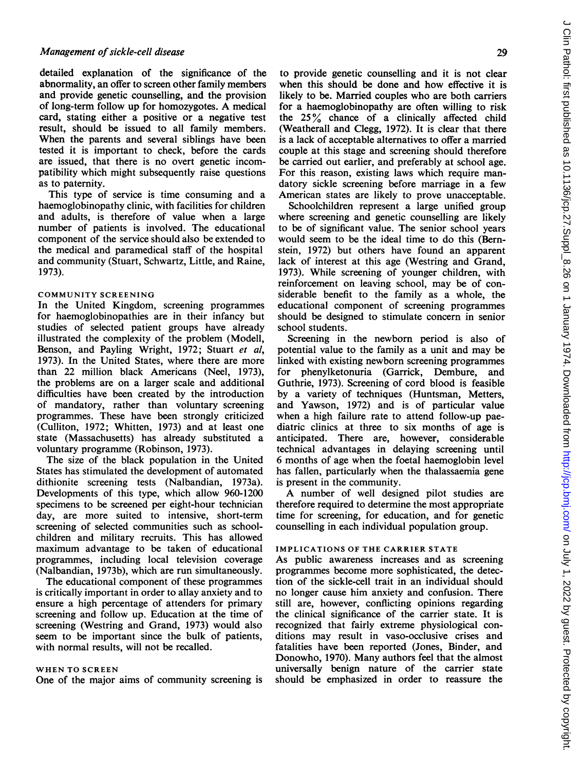detailed explanation of the significance of the abnormality, an offer to screen other family members and provide genetic counselling, and the provision of long-term follow up for homozygotes. A medical card, stating either a positive or a negative test result, should be issued to all family members. When the parents and several siblings have been tested it is important to check, before the cards are issued, that there is no overt genetic incompatibility which might subsequently raise questions as to paternity.

This type of service is time consuming and a haemoglobinopathy clinic, with facilities for children and adults, is therefore of value when a large number of patients is involved. The educational component of the service should also be extended to the medical and paramedical staff of the hospital and community (Stuart, Schwartz, Little, and Raine, 1973).

### COMMUNITY SCREENING

In the United Kingdom, screening programmes for haemoglobinopathies are in their infancy but studies of selected patient groups have already illustrated the complexity of the problem (Modell, Benson, and Payling Wright, 1972; Stuart *et al*, 1973). In the United States, where there are more than 22 million black Americans (Neel, 1973), the problems are on a larger scale and additional difficulties have been created by the introduction of mandatory, rather than voluntary screening programmes. These have been strongly criticized (Culliton, 1972; Whitten, 1973) and at least one state (Massachusetts) has already substituted a voluntary programme (Robinson, 1973).

The size of the black population in the United States has stimulated the development of automated dithionite screening tests (Nalbandian, 1973a). Developments of this type, which allow 960-1200 specimens to be screened per eight-hour technician day, are more suited to intensive, short-term screening of selected communities such as schoolchildren and military recruits. This has allowed maximum advantage to be taken of educational programmes, including local television coverage (Nalbandian, 1973b), which are run simultaneously.

The educational component of these programmes is critically important in order to allay anxiety and to ensure a high percentage of attenders for primary screening and follow up. Education at the time of screening (Westring and Grand, 1973) would also seem to be important since the bulk of patients, with normal results, will not be recalled.

### WHEN TO SCREEN

One of the major aims of community screening is to provide genetic counselling and it is not clear when this should be done and how effective it is likely to be. Married couples who are both carriers for a haemoglobinopathy are often willing to risk the 25% chance of a clinically affected child (Weatherall and Clegg, 1972). It is clear that there is a lack of acceptable alternatives to offer a married couple at this stage and screening should therefore be carried out earlier, and preferably at school age. For this reason, existing laws which require mandatory sickle screening before marriage in a few American states are likely to prove unacceptable.

Schoolchildren represent a large unified group where screening and genetic counselling are likely to be of significant value. The senior school years would seem to be the ideal time to do this (Bernstein, 1972) but others have found an apparent lack of interest at this age (Westring and Grand, 1973). While screening of younger children, with reinforcement on leaving school, may be of considerable benefit to the family as a whole, the educational component of screening programmes should be designed to stimulate concern in senior school students.

Screening in the newborn period is also of potential value to the family as a unit and may be linked with existing newborn screening programmes for phenylketonuria (Garrick, Dembure, and Guthrie, 1973). Screening of cord blood is feasible by a variety of techniques (Huntsman, Metters, and Yawson, 1972) and is of particular value when a high failure rate to attend follow-up paediatric clinics at three to six months of age is anticipated. There are, however, considerable technical advantages in delaying screening until 6 months of age when the foetal haemoglobin level has fallen, particularly when the thalassaemia gene is present in the community.

A number of well designed pilot studies are therefore required to determine the most appropriate time for screening, for education, and for genetic counselling in each individual population group.

### IMPLICATIONS OF THE CARRIER STATE

As public awareness increases and as screening programmes become more sophisticated, the detection of the sickle-cell trait in an individual should no longer cause him anxiety and confusion. There still are, however, conflicting opinions regarding the clinical significance of the carrier state. It is recognized that fairly extreme physiological conditions may result in vaso-occlusive crises and fatalities have been reported (Jones, Binder, and Donowho, 1970). Many authors feel that the almost universally benign nature of the carrier state should be emphasized in order to reassure the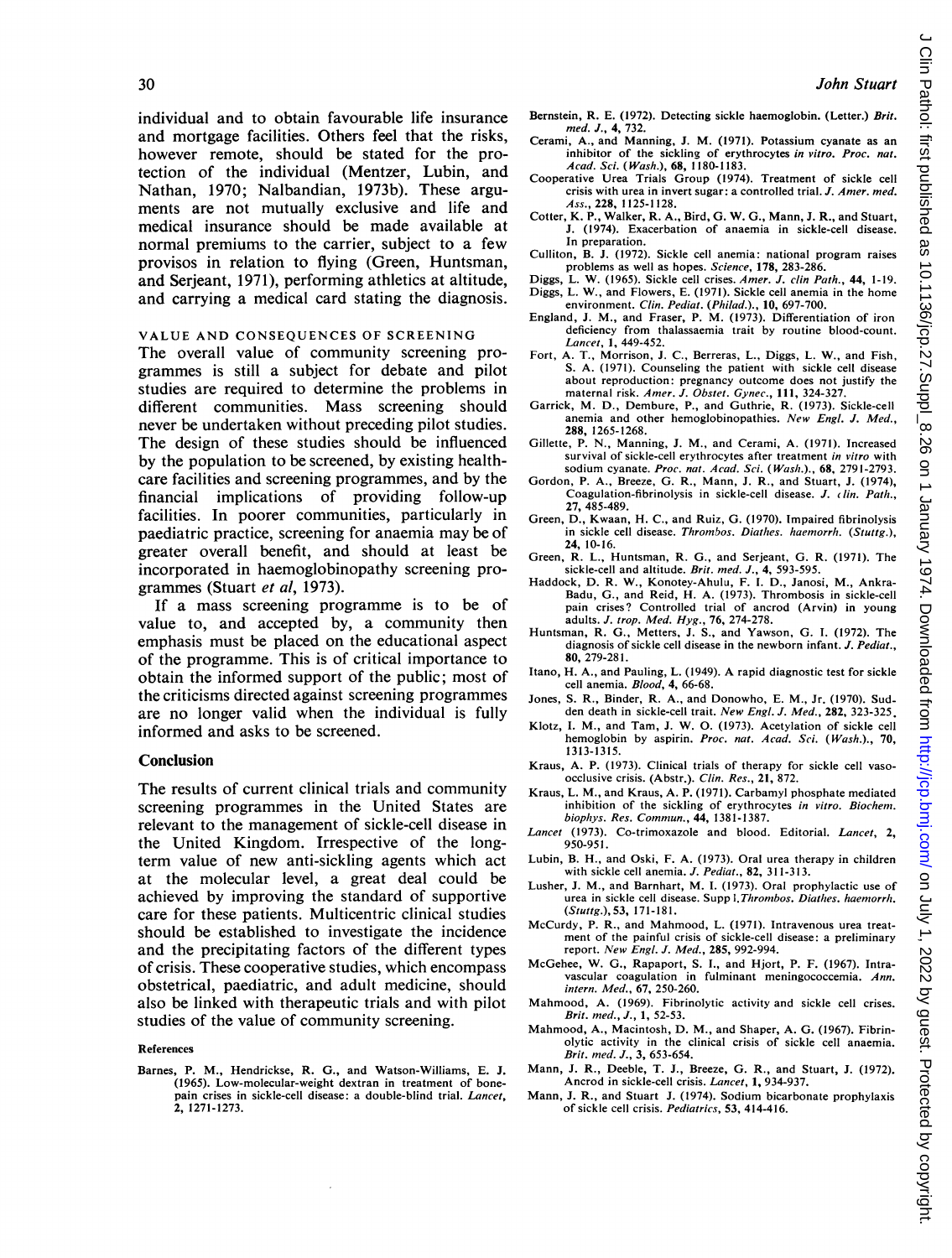individual and to obtain favourable life insurance and mortgage facilities. Others feel that the risks, however remote, should be stated for the protection of the individual (Mentzer, Lubin, and Nathan, 1970; Nalbandian, 1973b). These arguments are not mutually exclusive and life and medical insurance should be made available at normal premiums to the carrier, subject to a few provisos in relation to flying (Green, Huntsman, and Serjeant, 1971), performing athletics at altitude, and carrying a medical card stating the diagnosis.

### VALUE AND CONSEQUENCES OF SCREENING

The overall value of community screening programmes is still a subject for debate and pilot studies are required to determine the problems in different communities. Mass screening should never be undertaken without preceding pilot studies. The design of these studies should be influenced by the population to be screened, by existing health-care facilities and screening programmes, and by the financial implications of providing follow-up facilities. In poorer communities, particularly in paediatric practice, screening for anaemia may be of greater overall benefit, and should at least be incorporated in haemoglobinopathy screening programmes (Stuart *et al*, 1973).

If a mass screening programme is to be of value to, and accepted by, a community then emphasis must be placed on the educational aspect of the programme. This is of critical importance to obtain the informed support of the public; most of the criticisms directed against screening programmes are no longer valid when the individual is fully informed and asks to be screened.

## Conclusion

The results of current clinical trials and community screening programmes in the United States are relevant to the management of sickle-cell disease in the United Kingdom. Irrespective of the long-term value of new anti-sickling agents which act at the molecular level, a great deal could be achieved by improving the standard of supportive care for these patients. Multicentric clinical studies should be established to investigate the incidence and the precipitating factors of the different types of crisis. These cooperative studies, which encompass obstetrical, paediatric, and adult medicine, should also be linked with therapeutic trials and with pilot studies of the value of community screening.

### References

Barnes, P. M., Hendrickse, R. G., and Watson-Williams, E. J. (1965). Low-molecular-weight dextran in treatment of bone-pain crises in sickle-cell disease: a double-blind trial. *Lancet*, **2**, 1271-1273.

Bernstein, R. E. (1972). Detecting sickle haemoglobin. (Letter.) *Brit. med. J.*, **4**, 732.

Cerami, A., and Manning, J. M. (1971). Potassium cyanate as an inhibitor of the sickling of erythrocytes *in vitro*. *Proc. nat. Acad. Sci. (Wash.)*, **68**, 1180-1183.

Cooperative Urea Trials Group (1974). Treatment of sickle cell crisis with urea in invert sugar: a controlled trial. *J. Amer. med. Ass.*, **228**, 1125-1128.

Cotter, K. P., Walker, R. A., Bird, G. W. G., Mann, J. R., and Stuart, J. (1974). Exacerbation of anaemia in sickle-cell disease. In preparation.

Culliton, B. J. (1972). Sickle cell anemia: national program raises problems as well as hopes. *Science*, **178**, 283-286.

Diggs, L. W. (1965). Sickle cell crises. *Amer. J. clin Path.*, **44**, 1-19.

Diggs, L. W., and Flowers, E. (1971). Sickle cell anemia in the home environment. *Clin. Pediat. (Philad.)*., **10**, 697-700.

England, J. M., and Fraser, P. M. (1973). Differentiation of iron deficiency from thalassaemia trait by routine blood-count. *Lancet*, **1**, 449-452.

Fort, A. T., Morrison, J. C., Berreras, L., Diggs, L. W., and Fish, S. A. (1971). Counseling the patient with sickle cell disease about reproduction: pregnancy outcome does not justify the maternal risk. *Amer. J. Obstet. Gynec.*, **111**, 324-327.

Garrick, M. D., Dembure, P., and Guthrie, R. (1973). Sickle-cell anemia and other hemoglobinopathies. *New Engl. J. Med.*, **288**, 1265-1268.

Gillette, P. N., Manning, J. M., and Cerami, A. (1971). Increased survival of sickle-cell erythrocytes after treatment *in vitro* with sodium cyanate. *Proc. nat. Acad. Sci. (Wash.)*., **68**, 2791-2793.

Gordon, P. A., Breeze, G. R., Mann, J. R., and Stuart, J. (1974), Coagulation-fibrinolysis in sickle-cell disease. *J. clin. Path.*, **27**, 485-489.

Green, D., Kwaan, H. C., and Ruiz, G. (1970). Impaired fibrinolysis in sickle cell disease. *Thrombos. Diathes. haemorrh. (Stuttg.)*, **24**, 10-16.

Green, R. L., Huntsman, R. G., and Serjeant, G. R. (1971). The sickle-cell and altitude. *Brit. med. J.*, **4**, 593-595.

Haddock, D. R. W., Konotey-Ahulu, F. I. D., Janosi, M., Ankra-Badu, G., and Reid, H. A. (1973). Thrombosis in sickle-cell pain crises? Controlled trial of ancrod (Arvin) in young adults. *J. trop. Med. Hyg.*, **76**, 274-278.

Huntsman, R. G., Metters, J. S., and Yawson, G. I. (1972). The diagnosis of sickle cell disease in the newborn infant. *J. Pediat.*, **80**, 279-281.

Itano, H. A., and Pauling, L. (1949). A rapid diagnostic test for sickle cell anemia. *Blood*, **4**, 66-68.

Jones, S. R., Binder, R. A., and Donowho, E. M., Jr. (1970). Sudden death in sickle-cell trait. *New Engl. J. Med.*, **282**, 323-325.

Klotz, I. M., and Tam, J. W. O. (1973). Acetylation of sickle cell hemoglobin by aspirin. *Proc. nat. Acad. Sci. (Wash.)*., **70**, 1313-1315.

Kraus, A. P. (1973). Clinical trials of therapy for sickle cell vaso-occlusive crisis. (Abstr.). *Clin. Res.*, **21**, 872.

Kraus, L. M., and Kraus, A. P. (1971). Carbamyl phosphate mediated inhibition of the sickling of erythrocytes *in vitro*. *Biochem. biophys. Res. Commun.*, **44**, 1381-1387.

*Lancet* (1973). Co-trimoxazole and blood. Editorial. *Lancet*, **2**, 950-951.

Lubin, B. H., and Oski, F. A. (1973). Oral urea therapy in children with sickle cell anemia. *J. Pediat.*, **82**, 311-313.

Lusher, J. M., and Barnhart, M. I. (1973). Oral prophylactic use of urea in sickle cell disease. Suppl.*Thrombos. Diathes. haemorrh. (Stuttg.)*, **53**, 171-181.

McCurdy, P. R., and Mahmood, L. (1971). Intravenous urea treatment of the painful crisis of sickle-cell disease: a preliminary report. *New Engl. J. Med.*, **285**, 992-994.

McGehee, W. G., Rapaport, S. I., and Hjort, P. F. (1967). Intravascular coagulation in fulminant meningococcemia. *Ann. intern. Med.*, **67**, 250-260.

Mahmood, A. (1969). Fibrinolytic activity and sickle cell crises. *Brit. med., J.*, **1**, 52-53.

Mahmood, A., Macintosh, D. M., and Shaper, A. G. (1967). Fibrinolytic activity in the clinical crisis of sickle cell anaemia. *Brit. med. J.*, **3**, 653-654.

Mann, J. R., Deeble, T. J., Breeze, G. R., and Stuart, J. (1972). Ancrod in sickle-cell crisis. *Lancet*, **1**, 934-937.

Mann, J. R., and Stuart J. (1974). Sodium bicarbonate prophylaxis of sickle cell crisis. *Pediatrics*, **53**, 414-416.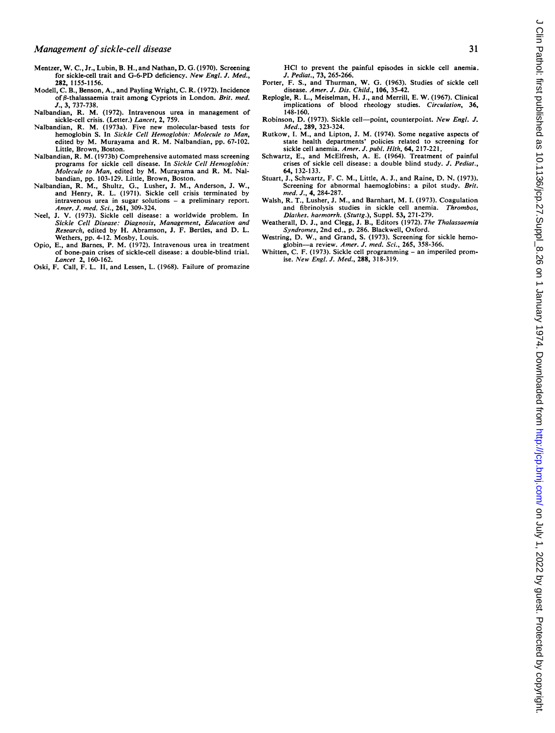Mentzer, W. C., Jr., Lubin, B. H., and Nathan, D. G. (1970). Screening for sickle-cell trait and G-6-PD deficiency. *New Engl. J. Med.*, **282**, 1155-1156.

Modell, C. B., Benson, A., and Payling Wright, C. R. (1972). Incidence of β-thalassaemia trait among Cypriots in London. *Brit. med. J.*, **3**, 737-738.

Nalbandian, R. M. (1972). Intravenous urea in management of sickle-cell crisis. (Letter.) *Lancet*, **2**, 759.

Nalbandian, R. M. (1973a). Five new molecular-based tests for hemoglobin S. In *Sickle Cell Hemoglobin: Molecule to Man*, edited by M. Murayama and R. M. Nalbandian, pp. 67-102. Little, Brown, Boston.

Nalbandian, R. M. (1973b) Comprehensive automated mass screening programs for sickle cell disease. In *Sickle Cell Hemoglobin: Molecule to Man*, edited by M. Murayama and R. M. Nalbandian, pp. 103-129. Little, Brown, Boston.

Nalbandian, R. M., Shultz, G., Lusher, J. M., Anderson, J. W., and Henry, R. L. (1971). Sickle cell crisis terminated by intravenous urea in sugar solutions – a preliminary report. *Amer. J. med. Sci.*, **261**, 309-324.

Neel, J. V. (1973). Sickle cell disease: a worldwide problem. In *Sickle Cell Disease: Diagnosis, Management, Education and Research*, edited by H. Abramson, J. F. Bertles, and D. L. Wethers, pp. 4-12. Mosby, Louis.

Opio, E., and Barnes, P. M. (1972). Intravenous urea in treatment of bone-pain crises of sickle-cell disease: a double-blind trial. *Lancet* **2**, 160-162.

Oski, F. Call, F. L. II, and Lessen, L. (1968). Failure of promazine HCl to prevent the painful episodes in sickle cell anemia. *J. Pediat.*, **73**, 265-266.

Porter, F. S., and Thurman, W. G. (1963). Studies of sickle cell disease. *Amer. J. Dis. Child.*, **106**, 35-42.

Replogle, R. L., Meiselman, H. J., and Merrill, E. W. (1967). Clinical implications of blood rheology studies. *Circulation*, **36**, 148-160.

Robinson, D. (1973). Sickle cell—point, counterpoint. *New Engl. J. Med.*, **289**, 323-324.

Rutkow, I. M., and Lipton, J. M. (1974). Some negative aspects of state health departments' policies related to screening for sickle cell anemia. *Amer. J. publ. Hlth*, **64**, 217-221.

Schwartz, E., and McElfresh, A. E. (1964). Treatment of painful crises of sickle cell disease: a double blind study. *J. Pediat.*, **64**, 132-133.

Stuart, J., Schwartz, F. C. M., Little, A. J., and Raine, D. N. (1973). Screening for abnormal haemoglobins: a pilot study. *Brit. med. J.*, **4**, 284-287.

Walsh, R. T., Lusher, J. M., and Barnhart, M. I. (1973). Coagulation and fibrinolysis studies in sickle cell anemia. *Thrombos, Diathes. haemorrh. (Stuttg.)*, Suppl. **53**, 271-279.

Weatherall, D. J., and Clegg, J. B., Editors (1972). *The Thalassaemia Syndromes*, 2nd ed., p. 286. Blackwell, Oxford.

Westring, D. W., and Grand, S. (1973). Screening for sickle hemoglobin—a review. *Amer. J. med. Sci.*, **265**, 358-366.

Whitten, C. F. (1973). Sickle cell programming – an imperiled promise. *New Engl. J. Med.*, **288**, 318-319.